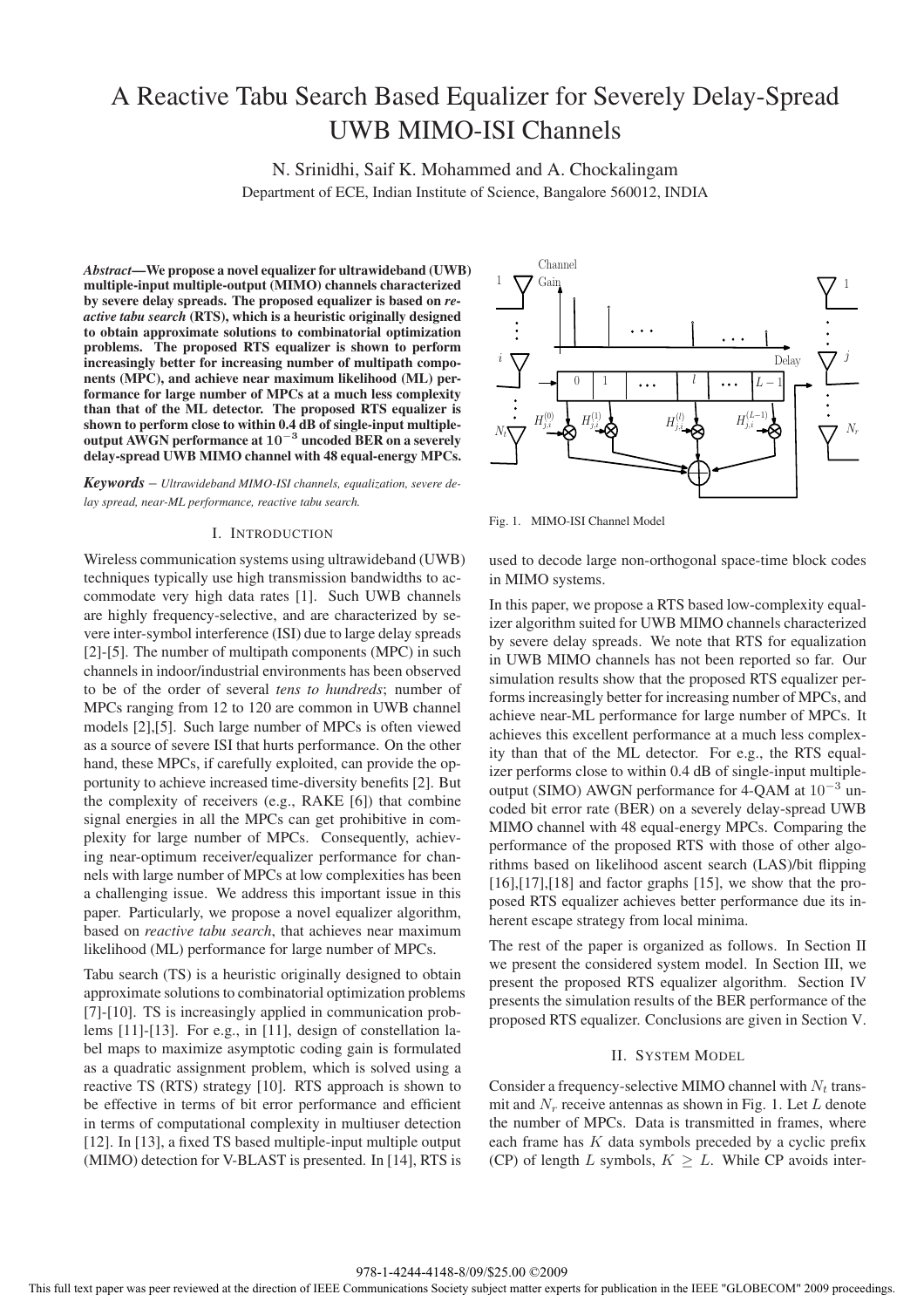# A Reactive Tabu Search Based Equalizer for Severely Delay-Spread UWB MIMO-ISI Channels

N. Srinidhi, Saif K. Mohammed and A. Chockalingam

Department of ECE, Indian Institute of Science, Bangalore 560012, INDIA

***Abstract*—We propose a novel equalizer for ultrawideband (UWB) multiple-input multiple-output (MIMO) channels characterized by severe delay spreads. The proposed equalizer is based on *reactive tabu search* (RTS), which is a heuristic originally designed to obtain approximate solutions to combinatorial optimization problems. The proposed RTS equalizer is shown to perform increasingly better for increasing number of multipath components (MPC), and achieve near maximum likelihood (ML) performance for large number of MPCs at a much less complexity than that of the ML detector. The proposed RTS equalizer is shown to perform close to within 0.4 dB of single-input multiple-output AWGN performance at $10^{-3}$ uncoded BER on a severely delay-spread UWB MIMO channel with 48 equal-energy MPCs.**

***Keywords*** – *Ultrawideband MIMO-ISI channels, equalization, severe delay spread, near-ML performance, reactive tabu search.*

## I. Introduction

Wireless communication systems using ultrawideband (UWB) techniques typically use high transmission bandwidths to accommodate very high data rates [1]. Such UWB channels are highly frequency-selective, and are characterized by severe inter-symbol interference (ISI) due to large delay spreads [2]-[5]. The number of multipath components (MPC) in such channels in indoor/industrial environments has been observed to be of the order of several *tens to hundreds*; number of MPCs ranging from 12 to 120 are common in UWB channel models [2],[5]. Such large number of MPCs is often viewed as a source of severe ISI that hurts performance. On the other hand, these MPCs, if carefully exploited, can provide the opportunity to achieve increased time-diversity benefits [2]. But the complexity of receivers (e.g., RAKE [6]) that combine signal energies in all the MPCs can get prohibitive in complexity for large number of MPCs. Consequently, achieving near-optimum receiver/equalizer performance for channels with large number of MPCs at low complexities has been a challenging issue. We address this important issue in this paper. Particularly, we propose a novel equalizer algorithm, based on *reactive tabu search*, that achieves near maximum likelihood (ML) performance for large number of MPCs.

Tabu search (TS) is a heuristic originally designed to obtain approximate solutions to combinatorial optimization problems [7]-[10]. TS is increasingly applied in communication problems [11]-[13]. For e.g., in [11], design of constellation label maps to maximize asymptotic coding gain is formulated as a quadratic assignment problem, which is solved using a reactive TS (RTS) strategy [10]. RTS approach is shown to be effective in terms of bit error performance and efficient in terms of computational complexity in multiuser detection [12]. In [13], a fixed TS based multiple-input multiple output (MIMO) detection for V-BLAST is presented. In [14], RTS is used to decode large non-orthogonal space-time block codes in MIMO systems.

Fig. 1. MIMO-ISI Channel Model

In this paper, we propose a RTS based low-complexity equalizer algorithm suited for UWB MIMO channels characterized by severe delay spreads. We note that RTS for equalization in UWB MIMO channels has not been reported so far. Our simulation results show that the proposed RTS equalizer performs increasingly better for increasing number of MPCs, and achieve near-ML performance for large number of MPCs. It achieves this excellent performance at a much less complexity than that of the ML detector. For e.g., the RTS equalizer performs close to within 0.4 dB of single-input multiple-output (SIMO) AWGN performance for 4-QAM at $10^{-3}$ uncoded bit error rate (BER) on a severely delay-spread UWB MIMO channel with 48 equal-energy MPCs. Comparing the performance of the proposed RTS with those of other algorithms based on likelihood ascent search (LAS)/bit flipping [16],[17],[18] and factor graphs [15], we show that the proposed RTS equalizer achieves better performance due its inherent escape strategy from local minima.

The rest of the paper is organized as follows. In Section II we present the considered system model. In Section III, we present the proposed RTS equalizer algorithm. Section IV presents the simulation results of the BER performance of the proposed RTS equalizer. Conclusions are given in Section V.

## II. System Model

Consider a frequency-selective MIMO channel with $N_t$ transmit and $N_r$ receive antennas as shown in Fig. 1. Let $L$ denote the number of MPCs. Data is transmitted in frames, where each frame has $K$ data symbols preceded by a cyclic prefix (CP) of length $L$ symbols, $K \geq L$. While CP avoids inter-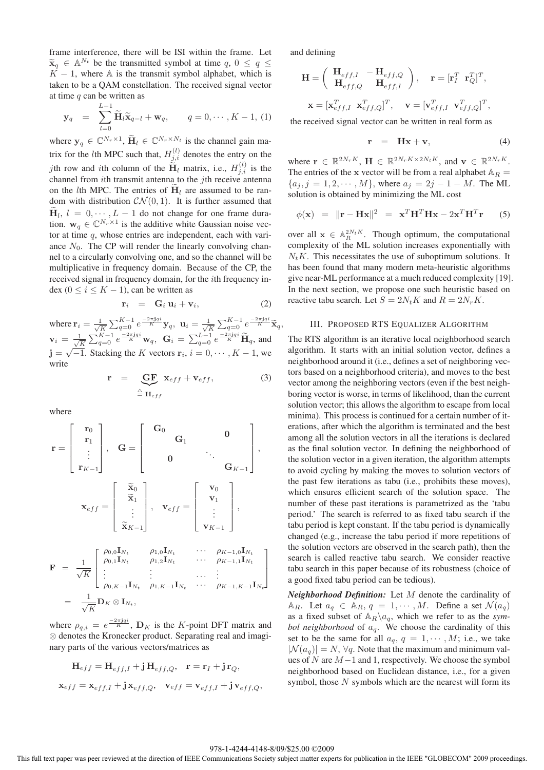frame interference, there will be ISI within the frame. Let $\widetilde{\mathbf{x}}_q \in \mathbb{A}^{N_t}$ be the transmitted symbol at time $q$, $0 \leq q \leq K-1$, where $\mathbb{A}$ is the transmit symbol alphabet, which is taken to be a QAM constellation. The received signal vector at time $q$ can be written as

$$\mathbf{y}_q \;=\; \sum_{l=0}^{L-1} \widetilde{\mathbf{H}}_l \widetilde{\mathbf{x}}_{q-l} + \mathbf{w}_q, \qquad q = 0, \cdots, K-1, \quad (1)$$

where $\mathbf{y}_q \in \mathbb{C}^{N_r \times 1}$, $\widetilde{\mathbf{H}}_l \in \mathbb{C}^{N_r \times N_t}$ is the channel gain matrix for the $l$th MPC such that, $H^{(l)}_{j,i}$ denotes the entry on the $j$th row and $i$th column of the $\widetilde{\mathbf{H}}_l$ matrix, i.e., $H^{(l)}_{j,i}$ is the channel from $i$th transmit antenna to the $j$th receive antenna on the $l$th MPC. The entries of $\widetilde{\mathbf{H}}_l$ are assumed to be random with distribution $\mathcal{CN}(0,1)$. It is further assumed that $\widetilde{\mathbf{H}}_l$, $l = 0, \cdots, L-1$ do not change for one frame duration. $\mathbf{w}_q \in \mathbb{C}^{N_r \times 1}$ is the additive white Gaussian noise vector at time $q$, whose entries are independent, each with variance $N_0$. The CP will render the linearly convolving channel to a circularly convolving one, and so the channel will be multiplicative in frequency domain. Because of the CP, the received signal in frequency domain, for the $i$th frequency index ($0 \leq i \leq K-1$), can be written as

$$\mathbf{r}_i \;=\; \mathbf{G}_i \, \mathbf{u}_i + \mathbf{v}_i, \quad (2)$$

where $\mathbf{r}_i = \frac{1}{\sqrt{K}} \sum_{q=0}^{K-1} e^{\frac{-2\pi \mathbf{j} q i}{K}} \mathbf{y}_q$, $\mathbf{u}_i = \frac{1}{\sqrt{K}} \sum_{q=0}^{K-1} e^{\frac{-2\pi \mathbf{j} q i}{K}} \widetilde{\mathbf{x}}_q$, $\mathbf{v}_i = \frac{1}{\sqrt{K}} \sum_{q=0}^{K-1} e^{\frac{-2\pi \mathbf{j} q i}{K}} \mathbf{w}_q$, $\mathbf{G}_i = \sum_{q=0}^{L-1} e^{\frac{-2\pi \mathbf{j} q i}{K}} \widetilde{\mathbf{H}}_q$, and $\mathbf{j} = \sqrt{-1}$. Stacking the $K$ vectors $\mathbf{r}_i$, $i = 0, \cdots, K-1$, we write

$$\mathbf{r} \;=\; \underbrace{\mathbf{G}\mathbf{F}}_{\triangleq\, \mathbf{H}_{eff}} \, \mathbf{x}_{eff} + \mathbf{v}_{eff}, \quad (3)$$

where

$$\mathbf{r} = \begin{bmatrix} \mathbf{r}_0 \\ \mathbf{r}_1 \\ \vdots \\ \mathbf{r}_{K-1} \end{bmatrix}, \quad \mathbf{G} = \begin{bmatrix} \mathbf{G}_0 & & & \mathbf{0} \\ & \mathbf{G}_1 & & \\ & & \ddots & \\ \mathbf{0} & & & \mathbf{G}_{K-1} \end{bmatrix},$$

$$\mathbf{x}_{eff} = \begin{bmatrix} \widetilde{\mathbf{x}}_0 \\ \widetilde{\mathbf{x}}_1 \\ \vdots \\ \widetilde{\mathbf{x}}_{K-1} \end{bmatrix}, \quad \mathbf{v}_{eff} = \begin{bmatrix} \mathbf{v}_0 \\ \mathbf{v}_1 \\ \vdots \\ \mathbf{v}_{K-1} \end{bmatrix},$$

$$\mathbf{F} \;=\; \frac{1}{\sqrt{K}} \begin{bmatrix} \rho_{0,0}\mathbf{I}_{N_t} & \rho_{1,0}\mathbf{I}_{N_t} & \cdots & \rho_{K-1,0}\mathbf{I}_{N_t} \\ \rho_{0,1}\mathbf{I}_{N_t} & \rho_{1,2}\mathbf{I}_{N_t} & \cdots & \rho_{K-1,1}\mathbf{I}_{N_t} \\ \vdots & \vdots & \cdots & \vdots \\ \rho_{0,K-1}\mathbf{I}_{N_t} & \rho_{1,K-1}\mathbf{I}_{N_t} & \cdots & \rho_{K-1,K-1}\mathbf{I}_{N_t} \end{bmatrix}$$

$$= \;\frac{1}{\sqrt{K}} \mathbf{D}_K \otimes \mathbf{I}_{N_t},$$

where $\rho_{q,i} = e^{\frac{-2\pi \mathbf{j} q i}{K}}$, $\mathbf{D}_K$ is the $K$-point DFT matrix and $\otimes$ denotes the Kronecker product. Separating real and imaginary parts of the various vectors/matrices as

$$\mathbf{H}_{eff} = \mathbf{H}_{eff,I} + \mathbf{j}\,\mathbf{H}_{eff,Q}, \quad \mathbf{r} = \mathbf{r}_I + \mathbf{j}\,\mathbf{r}_Q,$$

$$\mathbf{x}_{eff} = \mathbf{x}_{eff,I} + \mathbf{j}\,\mathbf{x}_{eff,Q}, \quad \mathbf{v}_{eff} = \mathbf{v}_{eff,I} + \mathbf{j}\,\mathbf{v}_{eff,Q},$$

and defining

$$\mathbf{H} = \begin{pmatrix} \mathbf{H}_{eff,I} & -\mathbf{H}_{eff,Q} \\ \mathbf{H}_{eff,Q} & \mathbf{H}_{eff,I} \end{pmatrix}, \quad \mathbf{r} = [\mathbf{r}_I^T \;\; \mathbf{r}_Q^T]^T,$$

$$\mathbf{x} = [\mathbf{x}_{eff,I}^T \;\; \mathbf{x}_{eff,Q}^T]^T, \quad \mathbf{v} = [\mathbf{v}_{eff,I}^T \;\; \mathbf{v}_{eff,Q}^T]^T,$$

the received signal vector can be written in real form as

$$\mathbf{r} \;=\; \mathbf{H}\mathbf{x} + \mathbf{v}, \quad (4)$$

where $\mathbf{r} \in \mathbb{R}^{2N_rK}$, $\mathbf{H} \in \mathbb{R}^{2N_rK \times 2N_tK}$, and $\mathbf{v} \in \mathbb{R}^{2N_rK}$. The entries of the $\mathbf{x}$ vector will be from a real alphabet $\mathbb{A}_R = \{a_j, j = 1, 2, \cdots, M\}$, where $a_j = 2j - 1 - M$. The ML solution is obtained by minimizing the ML cost

$$\phi(\mathbf{x}) \;=\; \|\mathbf{r} - \mathbf{H}\mathbf{x}\|^2 \;=\; \mathbf{x}^T\mathbf{H}^T\mathbf{H}\mathbf{x} - 2\mathbf{x}^T\mathbf{H}^T\mathbf{r} \quad (5)$$

over all $\mathbf{x} \in \mathbb{A}_R^{2N_tK}$. Though optimum, the computational complexity of the ML solution increases exponentially with $N_tK$. This necessitates the use of suboptimum solutions. It has been found that many modern meta-heuristic algorithms give near-ML performance at a much reduced complexity [19]. In the next section, we propose one such heuristic based on reactive tabu search. Let $S = 2N_tK$ and $R = 2N_rK$.

## III. Proposed RTS Equalizer Algorithm

The RTS algorithm is an iterative local neighborhood search algorithm. It starts with an initial solution vector, defines a neighborhood around it (i.e., defines a set of neighboring vectors based on a neighborhood criteria), and moves to the best vector among the neighboring vectors (even if the best neighboring vector is worse, in terms of likelihood, than the current solution vector; this allows the algorithm to escape from local minima). This process is continued for a certain number of iterations, after which the algorithm is terminated and the best among all the solution vectors in all the iterations is declared as the final solution vector. In defining the neighborhood of the solution vector in a given iteration, the algorithm attempts to avoid cycling by making the moves to solution vectors of the past few iterations as tabu (i.e., prohibits these moves), which ensures efficient search of the solution space. The number of these past iterations is parametrized as the 'tabu period.' The search is referred to as fixed tabu search if the tabu period is kept constant. If the tabu period is dynamically changed (e.g., increase the tabu period if more repetitions of the solution vectors are observed in the search path), then the search is called reactive tabu search. We consider reactive tabu search in this paper because of its robustness (choice of a good fixed tabu period can be tedious).

***Neighborhood Definition:*** Let $M$ denote the cardinality of $\mathbb{A}_R$. Let $a_q \in \mathbb{A}_R$, $q = 1, \cdots, M$. Define a set $\mathcal{N}(a_q)$ as a fixed subset of $\mathbb{A}_R \backslash a_q$, which we refer to as the *symbol neighborhood* of $a_q$. We choose the cardinality of this set to be the same for all $a_q$, $q = 1, \cdots, M$; i.e., we take $|\mathcal{N}(a_q)| = N$, $\forall q$. Note that the maximum and minimum values of $N$ are $M-1$ and 1, respectively. We choose the symbol neighborhood based on Euclidean distance, i.e., for a given symbol, those $N$ symbols which are the nearest will form its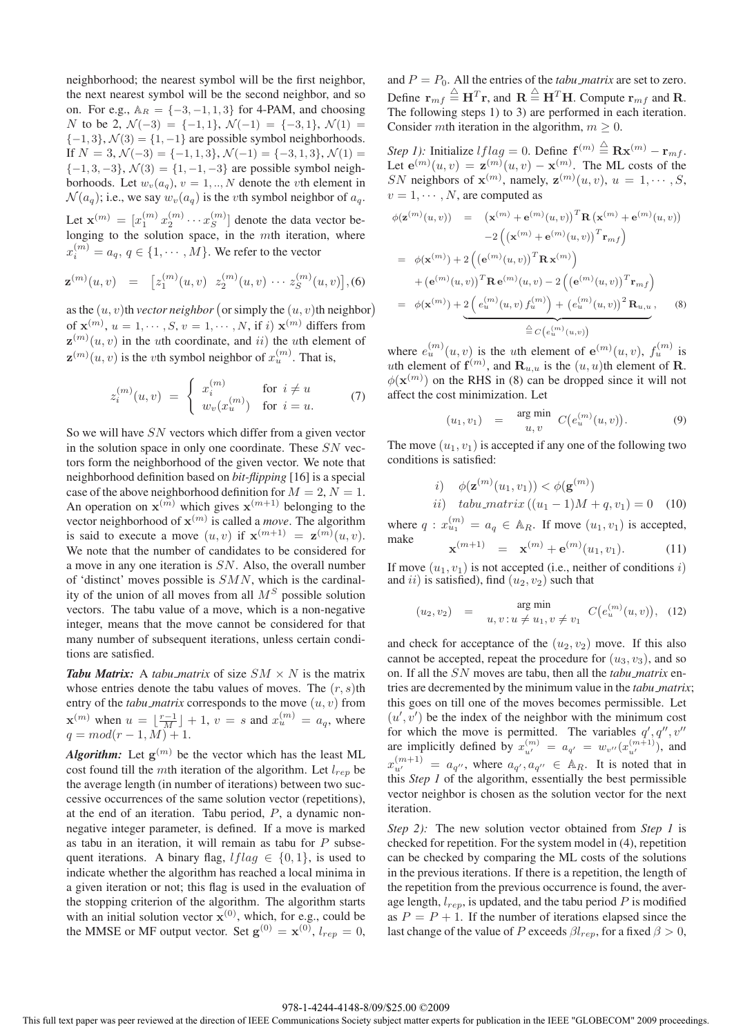neighborhood; the nearest symbol will be the first neighbor, the next nearest symbol will be the second neighbor, and so on. For e.g., $\mathbb{A}_R = \{-3, -1, 1, 3\}$ for 4-PAM, and choosing $N$ to be 2, $\mathcal{N}(-3) = \{-1, 1\}$, $\mathcal{N}(-1) = \{-3, 1\}$, $\mathcal{N}(1) = \{-1, 3\}$, $\mathcal{N}(3) = \{1, -1\}$ are possible symbol neighborhoods. If $N = 3$, $\mathcal{N}(-3) = \{-1, 1, 3\}$, $\mathcal{N}(-1) = \{-3, 1, 3\}$, $\mathcal{N}(1) = \{-1, 3, -3\}$, $\mathcal{N}(3) = \{1, -1, -3\}$ are possible symbol neighborhoods. Let $w_v(a_q)$, $v = 1, .., N$ denote the $v$th element in $\mathcal{N}(a_q)$; i.e., we say $w_v(a_q)$ is the $v$th symbol neighbor of $a_q$.

Let $\mathbf{x}^{(m)} = [x_1^{(m)} \, x_2^{(m)} \cdots x_S^{(m)}]$ denote the data vector belonging to the solution space, in the $m$th iteration, where $x_i^{(m)} = a_q$, $q \in \{1, \cdots, M\}$. We refer to the vector

$$\mathbf{z}^{(m)}(u, v) \;\; = \;\; \left[z_1^{(m)}(u, v) \;\; z_2^{(m)}(u, v) \cdots z_S^{(m)}(u, v)\right], (6)$$

as the $(u, v)$th *vector neighbor* (or simply the $(u, v)$th neighbor) of $\mathbf{x}^{(m)}$, $u = 1, \cdots, S$, $v = 1, \cdots, N$, if $i)$ $\mathbf{x}^{(m)}$ differs from $\mathbf{z}^{(m)}(u, v)$ in the $u$th coordinate, and $ii)$ the $u$th element of $\mathbf{z}^{(m)}(u, v)$ is the $v$th symbol neighbor of $x_u^{(m)}$. That is,

$$z_i^{(m)}(u, v) \;\; = \;\; \begin{cases} x_i^{(m)} & \text{for } i \neq u \\ w_v(x_u^{(m)}) & \text{for } i = u. \end{cases} \qquad (7)$$

So we will have $SN$ vectors which differ from a given vector in the solution space in only one coordinate. These $SN$ vectors form the neighborhood of the given vector. We note that neighborhood definition based on *bit-flipping* [16] is a special case of the above neighborhood definition for $M = 2$, $N = 1$. An operation on $\mathbf{x}^{(m)}$ which gives $\mathbf{x}^{(m+1)}$ belonging to the vector neighborhood of $\mathbf{x}^{(m)}$ is called a *move*. The algorithm is said to execute a move $(u, v)$ if $\mathbf{x}^{(m+1)} = \mathbf{z}^{(m)}(u, v)$. We note that the number of candidates to be considered for a move in any one iteration is $SN$. Also, the overall number of 'distinct' moves possible is $SMN$, which is the cardinality of the union of all moves from all $M^S$ possible solution vectors. The tabu value of a move, which is a non-negative integer, means that the move cannot be considered for that many number of subsequent iterations, unless certain conditions are satisfied.

***Tabu Matrix:*** A *tabu_matrix* of size $SM \times N$ is the matrix whose entries denote the tabu values of moves. The $(r, s)$th entry of the *tabu_matrix* corresponds to the move $(u, v)$ from $\mathbf{x}^{(m)}$ when $u = \lfloor \frac{r-1}{M} \rfloor + 1$, $v = s$ and $x_u^{(m)} = a_q$, where $q = mod(r - 1, M) + 1$.

***Algorithm:*** Let $\mathbf{g}^{(m)}$ be the vector which has the least ML cost found till the $m$th iteration of the algorithm. Let $l_{rep}$ be the average length (in number of iterations) between two successive occurrences of the same solution vector (repetitions), at the end of an iteration. Tabu period, $P$, a dynamic nonnegative integer parameter, is defined. If a move is marked as tabu in an iteration, it will remain as tabu for $P$ subsequent iterations. A binary flag, $lflag \in \{0, 1\}$, is used to indicate whether the algorithm has reached a local minima in a given iteration or not; this flag is used in the evaluation of the stopping criterion of the algorithm. The algorithm starts with an initial solution vector $\mathbf{x}^{(0)}$, which, for e.g., could be the MMSE or MF output vector. Set $\mathbf{g}^{(0)} = \mathbf{x}^{(0)}$, $l_{rep} = 0$, and $P = P_0$. All the entries of the *tabu_matrix* are set to zero. Define $\mathbf{r}_{mf} \stackrel{\triangle}{=} \mathbf{H}^T\mathbf{r}$, and $\mathbf{R} \stackrel{\triangle}{=} \mathbf{H}^T\mathbf{H}$. Compute $\mathbf{r}_{mf}$ and $\mathbf{R}$. The following steps 1) to 3) are performed in each iteration. Consider $m$th iteration in the algorithm, $m \geq 0$.

*Step 1):* Initialize $lflag = 0$. Define $\mathbf{f}^{(m)} \stackrel{\triangle}{=} \mathbf{R}\mathbf{x}^{(m)} - \mathbf{r}_{mf}$. Let $\mathbf{e}^{(m)}(u, v) = \mathbf{z}^{(m)}(u, v) - \mathbf{x}^{(m)}$. The ML costs of the $SN$ neighbors of $\mathbf{x}^{(m)}$, namely, $\mathbf{z}^{(m)}(u, v)$, $u = 1, \cdots, S$, $v = 1, \cdots, N$, are computed as

$$\begin{aligned}
\phi(\mathbf{z}^{(m)}(u,v)) \;\; &= \;\; \left(\mathbf{x}^{(m)} + \mathbf{e}^{(m)}(u,v)\right)^T \mathbf{R} \left(\mathbf{x}^{(m)} + \mathbf{e}^{(m)}(u,v)\right) \\
&\quad - 2\left(\left(\mathbf{x}^{(m)} + \mathbf{e}^{(m)}(u,v)\right)^T \mathbf{r}_{mf}\right) \\
&= \phi(\mathbf{x}^{(m)}) + 2\left(\left(\mathbf{e}^{(m)}(u,v)\right)^T \mathbf{R}\, \mathbf{x}^{(m)}\right) \\
&\quad + \left(\mathbf{e}^{(m)}(u,v)\right)^T \mathbf{R}\, \mathbf{e}^{(m)}(u,v) - 2\left(\left(\mathbf{e}^{(m)}(u,v)\right)^T \mathbf{r}_{mf}\right) \\
&= \phi(\mathbf{x}^{(m)}) + \underbrace{2\left(e_u^{(m)}(u,v)\, f_u^{(m)}\right) + \left(e_u^{(m)}(u,v)\right)^2 \mathbf{R}_{u,u}}_{\stackrel{\triangle}{=} C\left(e_u^{(m)}(u,v)\right)}, \qquad (8)
\end{aligned}$$

where $e_u^{(m)}(u, v)$ is the $u$th element of $\mathbf{e}^{(m)}(u, v)$, $f_u^{(m)}$ is $u$th element of $\mathbf{f}^{(m)}$, and $\mathbf{R}_{u,u}$ is the $(u, u)$th element of $\mathbf{R}$. $\phi(\mathbf{x}^{(m)})$ on the RHS in (8) can be dropped since it will not affect the cost minimization. Let

$$(u_1, v_1) \;\; = \;\; \mathop{\arg\min}_{u,\, v} \;\; C\big(e_u^{(m)}(u, v)\big). \qquad (9)$$

The move $(u_1, v_1)$ is accepted if any one of the following two conditions is satisfied:

$$\begin{aligned}
&i) \quad \phi(\mathbf{z}^{(m)}(u_1, v_1)) < \phi(\mathbf{g}^{(m)}) \\
&ii) \quad tabu\_matrix\left((u_1 - 1)M + q, v_1\right) = 0 \quad (10)
\end{aligned}$$

where $q : x_{u_1}^{(m)} = a_q \in \mathbb{A}_R$. If move $(u_1, v_1)$ is accepted, make

$$\mathbf{x}^{(m+1)} \;\; = \;\; \mathbf{x}^{(m)} + \mathbf{e}^{(m)}(u_1, v_1). \qquad (11)$$

If move $(u_1, v_1)$ is not accepted (i.e., neither of conditions $i)$ and $ii)$ is satisfied), find $(u_2, v_2)$ such that

$$(u_2, v_2) \;\; = \;\; \mathop{\arg\min}_{u,\, v\, :\, u \neq u_1,\, v \neq v_1} \;\; C\big(e_u^{(m)}(u, v)\big), \quad (12)$$

and check for acceptance of the $(u_2, v_2)$ move. If this also cannot be accepted, repeat the procedure for $(u_3, v_3)$, and so on. If all the $SN$ moves are tabu, then all the *tabu_matrix* entries are decremented by the minimum value in the *tabu_matrix*; this goes on till one of the moves becomes permissible. Let $(u', v')$ be the index of the neighbor with the minimum cost for which the move is permitted. The variables $q', q'', v''$ are implicitly defined by $x_{u'}^{(m)} = a_{q'} = w_{v''}(x_{u'}^{(m+1)})$, and $x_{u'}^{(m+1)} = a_{q''}$, where $a_{q'}, a_{q''} \in \mathbb{A}_R$. It is noted that in this *Step 1* of the algorithm, essentially the best permissible vector neighbor is chosen as the solution vector for the next iteration.

*Step 2):* The new solution vector obtained from *Step 1* is checked for repetition. For the system model in (4), repetition can be checked by comparing the ML costs of the solutions in the previous iterations. If there is a repetition, the length of the repetition from the previous occurrence is found, the average length, $l_{rep}$, is updated, and the tabu period $P$ is modified as $P = P + 1$. If the number of iterations elapsed since the last change of the value of $P$ exceeds $\beta l_{rep}$, for a fixed $\beta > 0$,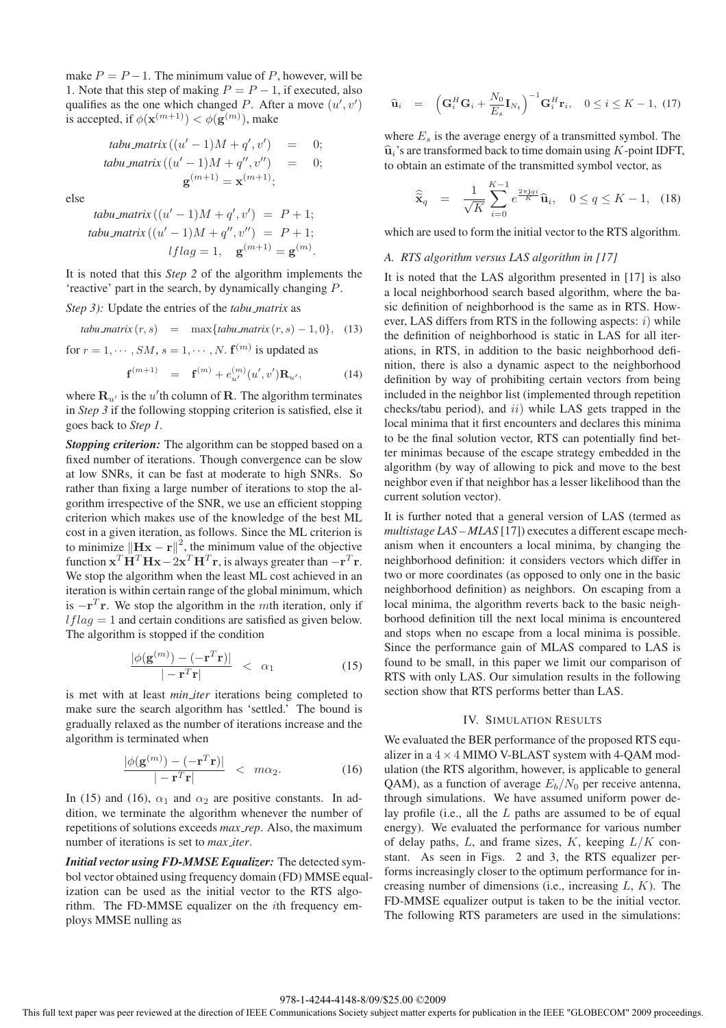make $P = P - 1$. The minimum value of $P$, however, will be 1. Note that this step of making $P = P - 1$, if executed, also qualifies as the one which changed $P$. After a move $(u', v')$ is accepted, if $\phi(\mathbf{x}^{(m+1)}) < \phi(\mathbf{g}^{(m)})$, make

$$
\begin{aligned}
tabu\_matrix\,((u'-1)M + q', v') &= 0; \\
tabu\_matrix\,((u'-1)M + q'', v'') &= 0; \\
\mathbf{g}^{(m+1)} = \mathbf{x}^{(m+1)};
\end{aligned}
$$

else

$$
\begin{aligned}
tabu\_matrix\,((u'-1)M + q', v') &= P + 1; \\
tabu\_matrix\,((u'-1)M + q'', v'') &= P + 1; \\
lflag = 1, \quad \mathbf{g}^{(m+1)} &= \mathbf{g}^{(m)}.
\end{aligned}
$$

It is noted that this *Step 2* of the algorithm implements the 'reactive' part in the search, by dynamically changing $P$.

*Step 3):* Update the entries of the *tabu_matrix* as

$$
tabu\_matrix\,(r, s) \;\; = \;\; \max\{tabu\_matrix\,(r, s) - 1, 0\}, \quad (13)
$$

for $r = 1, \cdots, SM$, $s = 1, \cdots, N$. $\mathbf{f}^{(m)}$ is updated as

$$
\mathbf{f}^{(m+1)} \;\; = \;\; \mathbf{f}^{(m)} + e^{(m)}_{u'}(u', v')\mathbf{R}_{u'}, \quad (14)
$$

where $\mathbf{R}_{u'}$ is the $u'$th column of $\mathbf{R}$. The algorithm terminates in *Step 3* if the following stopping criterion is satisfied, else it goes back to *Step 1*.

***Stopping criterion:*** The algorithm can be stopped based on a fixed number of iterations. Though convergence can be slow at low SNRs, it can be fast at moderate to high SNRs. So rather than fixing a large number of iterations to stop the algorithm irrespective of the SNR, we use an efficient stopping criterion which makes use of the knowledge of the best ML cost in a given iteration, as follows. Since the ML criterion is to minimize $\|\mathbf{Hx} - \mathbf{r}\|^2$, the minimum value of the objective function $\mathbf{x}^T\mathbf{H}^T\mathbf{Hx} - 2\mathbf{x}^T\mathbf{H}^T\mathbf{r}$, is always greater than $-\mathbf{r}^T\mathbf{r}$. We stop the algorithm when the least ML cost achieved in an iteration is within certain range of the global minimum, which is $-\mathbf{r}^T\mathbf{r}$. We stop the algorithm in the $m$th iteration, only if $lflag = 1$ and certain conditions are satisfied as given below. The algorithm is stopped if the condition

$$
\frac{|\phi(\mathbf{g}^{(m)}) - (-\mathbf{r}^T\mathbf{r})|}{|-\mathbf{r}^T\mathbf{r}|} \;\; < \;\; \alpha_1 \quad (15)
$$

is met with at least *min_iter* iterations being completed to make sure the search algorithm has 'settled.' The bound is gradually relaxed as the number of iterations increase and the algorithm is terminated when

$$
\frac{|\phi(\mathbf{g}^{(m)}) - (-\mathbf{r}^T\mathbf{r})|}{|-\mathbf{r}^T\mathbf{r}|} \;\; < \;\; m\alpha_2. \quad (16)
$$

In (15) and (16), $\alpha_1$ and $\alpha_2$ are positive constants. In addition, we terminate the algorithm whenever the number of repetitions of solutions exceeds *max_rep*. Also, the maximum number of iterations is set to *max_iter*.

***Initial vector using FD-MMSE Equalizer:*** The detected symbol vector obtained using frequency domain (FD) MMSE equalization can be used as the initial vector to the RTS algorithm. The FD-MMSE equalizer on the $i$th frequency employs MMSE nulling as

$$
\widehat{\mathbf{u}}_i \;\; = \;\; \left(\mathbf{G}_i^H\mathbf{G}_i + \frac{N_0}{E_s}\mathbf{I}_{N_t}\right)^{-1}\mathbf{G}_i^H\mathbf{r}_i, \quad 0 \le i \le K-1, \;(17)
$$

where $E_s$ is the average energy of a transmitted symbol. The $\widehat{\mathbf{u}}_i$'s are transformed back to time domain using $K$-point IDFT, to obtain an estimate of the transmitted symbol vector, as

$$
\widehat{\widehat{\mathbf{x}}}_q \;\; = \;\; \frac{1}{\sqrt{K}}\sum_{i=0}^{K-1} e^{\frac{2\pi \mathbf{j} q i}{K}}\widehat{\mathbf{u}}_i, \quad 0 \le q \le K-1, \quad (18)
$$

which are used to form the initial vector to the RTS algorithm.

### *A. RTS algorithm versus LAS algorithm in [17]*

It is noted that the LAS algorithm presented in [17] is also a local neighborhood search based algorithm, where the basic definition of neighborhood is the same as in RTS. However, LAS differs from RTS in the following aspects: $i)$ while the definition of neighborhood is static in LAS for all iterations, in RTS, in addition to the basic neighborhood definition, there is also a dynamic aspect to the neighborhood definition by way of prohibiting certain vectors from being included in the neighbor list (implemented through repetition checks/tabu period), and $ii)$ while LAS gets trapped in the local minima that it first encounters and declares this minima to be the final solution vector, RTS can potentially find better minimas because of the escape strategy embedded in the algorithm (by way of allowing to pick and move to the best neighbor even if that neighbor has a lesser likelihood than the current solution vector).

It is further noted that a general version of LAS (termed as *multistage LAS – MLAS* [17]) executes a different escape mechanism when it encounters a local minima, by changing the neighborhood definition: it considers vectors which differ in two or more coordinates (as opposed to only one in the basic neighborhood definition) as neighbors. On escaping from a local minima, the algorithm reverts back to the basic neighborhood definition till the next local minima is encountered and stops when no escape from a local minima is possible. Since the performance gain of MLAS compared to LAS is found to be small, in this paper we limit our comparison of RTS with only LAS. Our simulation results in the following section show that RTS performs better than LAS.

## IV. Simulation Results

We evaluated the BER performance of the proposed RTS equalizer in a $4 \times 4$ MIMO V-BLAST system with 4-QAM modulation (the RTS algorithm, however, is applicable to general QAM), as a function of average $E_b/N_0$ per receive antenna, through simulations. We have assumed uniform power delay profile (i.e., all the $L$ paths are assumed to be of equal energy). We evaluated the performance for various number of delay paths, $L$, and frame sizes, $K$, keeping $L/K$ constant. As seen in Figs. 2 and 3, the RTS equalizer performs increasingly closer to the optimum performance for increasing number of dimensions (i.e., increasing $L$, $K$). The FD-MMSE equalizer output is taken to be the initial vector. The following RTS parameters are used in the simulations: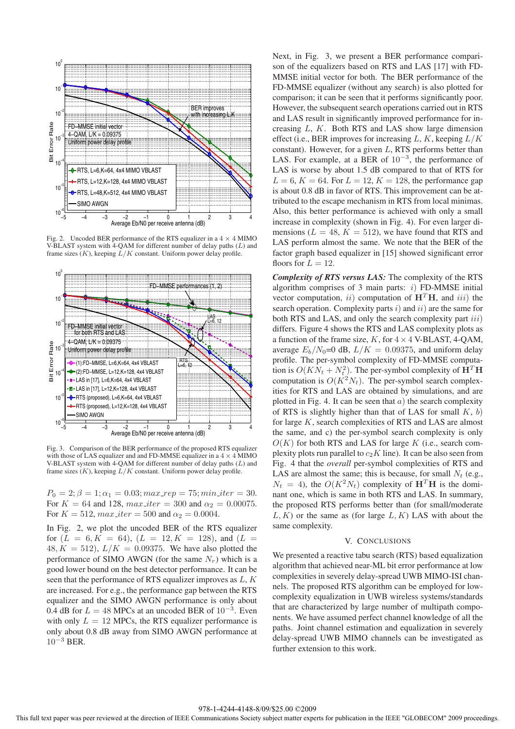Fig. 2. Uncoded BER performance of the RTS equalizer in a $4 \times 4$ MIMO V-BLAST system with 4-QAM for different number of delay paths ($L$) and frame sizes ($K$), keeping $L/K$ constant. Uniform power delay profile.

Fig. 3. Comparison of the BER performance of the proposed RTS equalizer with those of LAS equalizer and and FD-MMSE equalizer in a $4 \times 4$ MIMO V-BLAST system with 4-QAM for different number of delay paths ($L$) and frame sizes ($K$), keeping $L/K$ constant. Uniform power delay profile.

$P_0 = 2; \beta = 1; \alpha_1 = 0.03; max\_rep = 75; min\_iter = 30$. For $K = 64$ and 128, $max\_iter = 300$ and $\alpha_2 = 0.00075$. For $K = 512$, $max\_iter = 500$ and $\alpha_2 = 0.0004$.

In Fig. 2, we plot the uncoded BER of the RTS equalizer for $(L = 6, K = 64)$, $(L = 12, K = 128)$, and $(L = 48, K = 512)$, $L/K = 0.09375$. We have also plotted the performance of SIMO AWGN (for the same $N_r$) which is a good lower bound on the best detector performance. It can be seen that the performance of RTS equalizer improves as $L$, $K$ are increased. For e.g., the performance gap between the RTS equalizer and the SIMO AWGN performance is only about 0.4 dB for $L = 48$ MPCs at an uncoded BER of $10^{-3}$. Even with only $L = 12$ MPCs, the RTS equalizer performance is only about 0.8 dB away from SIMO AWGN performance at $10^{-3}$ BER.

Next, in Fig. 3, we present a BER performance comparison of the equalizers based on RTS and LAS [17] with FD-MMSE initial vector for both. The BER performance of the FD-MMSE equalizer (without any search) is also plotted for comparison; it can be seen that it performs significantly poor. However, the subsequent search operations carried out in RTS and LAS result in significantly improved performance for increasing $L$, $K$. Both RTS and LAS show large dimension effect (i.e., BER improves for increasing $L$, $K$, keeping $L/K$ constant). However, for a given $L$, RTS performs better than LAS. For example, at a BER of $10^{-3}$, the performance of LAS is worse by about 1.5 dB compared to that of RTS for $L = 6$, $K = 64$. For $L = 12$, $K = 128$, the performance gap is about 0.8 dB in favor of RTS. This improvement can be attributed to the escape mechanism in RTS from local minimas. Also, this better performance is achieved with only a small increase in complexity (shown in Fig. 4). For even larger dimensions ($L = 48$, $K = 512$), we have found that RTS and LAS perform almost the same. We note that the BER of the factor graph based equalizer in [15] showed significant error floors for $L = 12$.

***Complexity of RTS versus LAS:*** The complexity of the RTS algorithm comprises of 3 main parts: $i)$ FD-MMSE initial vector computation, $ii)$ computation of $\mathbf{H}^T\mathbf{H}$, and $iii)$ the search operation. Complexity parts $i)$ and $ii)$ are the same for both RTS and LAS, and only the search complexity part $iii)$ differs. Figure 4 shows the RTS and LAS complexity plots as a function of the frame size, $K$, for $4 \times 4$ V-BLAST, 4-QAM, average $E_b/N_0$=0 dB, $L/K = 0.09375$, and uniform delay profile. The per-symbol complexity of FD-MMSE computation is $O(KN_t + N_t^2)$. The per-symbol complexity of $\mathbf{H}^T\mathbf{H}$ computation is $O(K^2N_t)$. The per-symbol search complexities for RTS and LAS are obtained by simulations, and are plotted in Fig. 4. It can be seen that $a)$ the search complexity of RTS is slightly higher than that of LAS for small $K$, $b)$ for large $K$, search complexities of RTS and LAS are almost the same, and c) the per-symbol search complexity is only $O(K)$ for both RTS and LAS for large $K$ (i.e., search complexity plots run parallel to $c_2K$ line). It can be also seen from Fig. 4 that the *overall* per-symbol complexities of RTS and LAS are almost the same; this is because, for small $N_t$ (e.g., $N_t = 4$), the $O(K^2N_t)$ complexity of $\mathbf{H}^T\mathbf{H}$ is the dominant one, which is same in both RTS and LAS. In summary, the proposed RTS performs better than (for small/moderate $L, K$) or the same as (for large $L, K$) LAS with about the same complexity.

## V. Conclusions

We presented a reactive tabu search (RTS) based equalization algorithm that achieved near-ML bit error performance at low complexities in severely delay-spread UWB MIMO-ISI channels. The proposed RTS algorithm can be employed for low-complexity equalization in UWB wireless systems/standards that are characterized by large number of multipath components. We have assumed perfect channel knowledge of all the paths. Joint channel estimation and equalization in severely delay-spread UWB MIMO channels can be investigated as further extension to this work.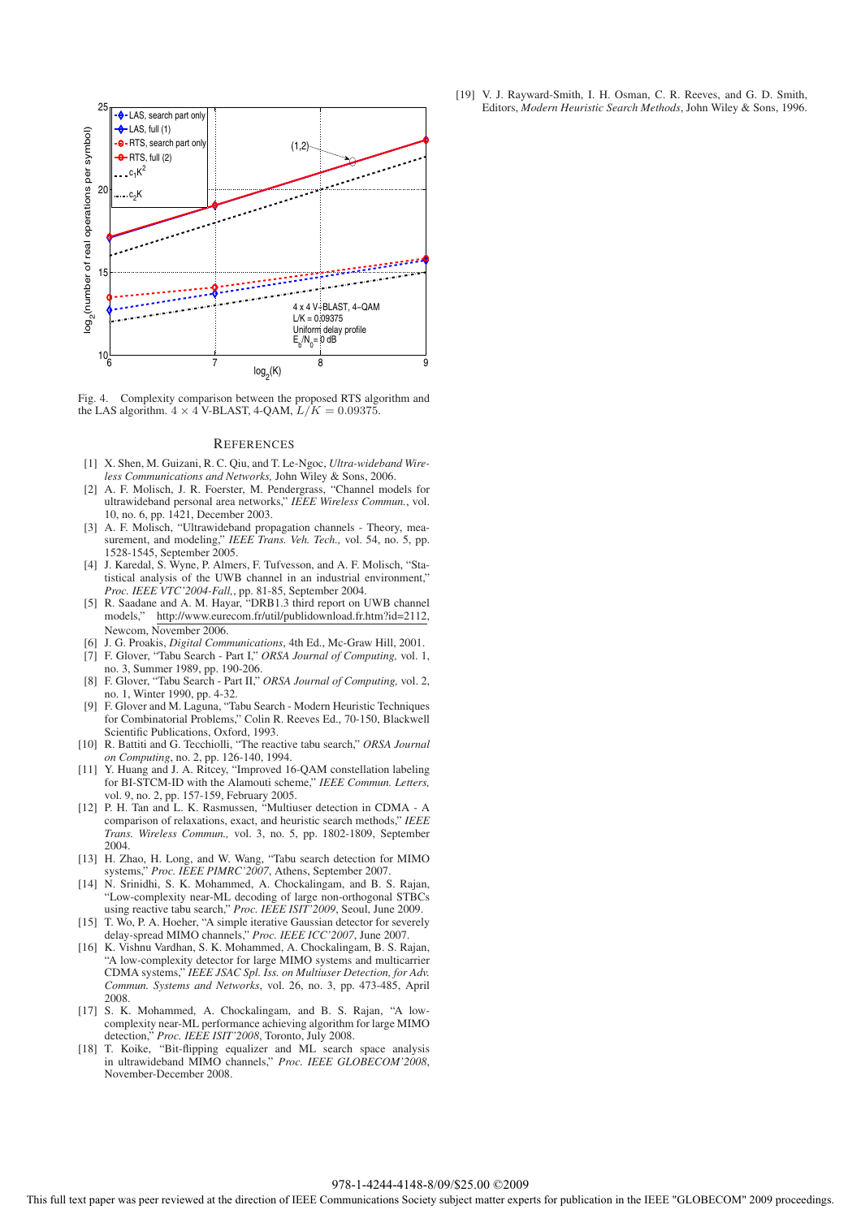25

20

15

10

6 7 8 9

$\log_2$(number of real operations per symbol)

$\log_2(K)$

LAS, search part only

LAS, full (1)

RTS, search part only

RTS, full (2)

$c_1K^2$

$c_2K$

(1,2)

4 x 4 V-BLAST, 4–QAM

L/K = 0.09375

Uniform delay profile

$E_b/N_0$ = 0 dB

Fig. 4. Complexity comparison between the proposed RTS algorithm and the LAS algorithm. $4 \times 4$ V-BLAST, 4-QAM, $L/K = 0.09375$.

## References

[1] X. Shen, M. Guizani, R. C. Qiu, and T. Le-Ngoc, *Ultra-wideband Wireless Communications and Networks,* John Wiley & Sons, 2006.

[2] A. F. Molisch, J. R. Foerster, M. Pendergrass, "Channel models for ultrawideband personal area networks," *IEEE Wireless Commun.*, vol. 10, no. 6, pp. 1421, December 2003.

[3] A. F. Molisch, "Ultrawideband propagation channels - Theory, measurement, and modeling," *IEEE Trans. Veh. Tech.,* vol. 54, no. 5, pp. 1528-1545, September 2005.

[4] J. Karedal, S. Wyne, P. Almers, F. Tufvesson, and A. F. Molisch, "Statistical analysis of the UWB channel in an industrial environment," *Proc. IEEE VTC'2004-Fall,*, pp. 81-85, September 2004.

[5] R. Saadane and A. M. Hayar, "DRB1.3 third report on UWB channel models," http://www.eurecom.fr/util/publidownload.fr.htm?id=2112, Newcom, November 2006.

[6] J. G. Proakis, *Digital Communications*, 4th Ed., Mc-Graw Hill, 2001.

[7] F. Glover, "Tabu Search - Part I," *ORSA Journal of Computing,* vol. 1, no. 3, Summer 1989, pp. 190-206.

[8] F. Glover, "Tabu Search - Part II," *ORSA Journal of Computing,* vol. 2, no. 1, Winter 1990, pp. 4-32.

[9] F. Glover and M. Laguna, "Tabu Search - Modern Heuristic Techniques for Combinatorial Problems," Colin R. Reeves Ed., 70-150, Blackwell Scientific Publications, Oxford, 1993.

[10] R. Battiti and G. Tecchiolli, "The reactive tabu search," *ORSA Journal on Computing*, no. 2, pp. 126-140, 1994.

[11] Y. Huang and J. A. Ritcey, "Improved 16-QAM constellation labeling for BI-STCM-ID with the Alamouti scheme," *IEEE Commun. Letters,* vol. 9, no. 2, pp. 157-159, February 2005.

[12] P. H. Tan and L. K. Rasmussen, "Multiuser detection in CDMA - A comparison of relaxations, exact, and heuristic search methods," *IEEE Trans. Wireless Commun.,* vol. 3, no. 5, pp. 1802-1809, September 2004.

[13] H. Zhao, H. Long, and W. Wang, "Tabu search detection for MIMO systems," *Proc. IEEE PIMRC'2007*, Athens, September 2007.

[14] N. Srinidhi, S. K. Mohammed, A. Chockalingam, and B. S. Rajan, "Low-complexity near-ML decoding of large non-orthogonal STBCs using reactive tabu search," *Proc. IEEE ISIT'2009*, Seoul, June 2009.

[15] T. Wo, P. A. Hoeher, "A simple iterative Gaussian detector for severely delay-spread MIMO channels," *Proc. IEEE ICC'2007*, June 2007.

[16] K. Vishnu Vardhan, S. K. Mohammed, A. Chockalingam, B. S. Rajan, "A low-complexity detector for large MIMO systems and multicarrier CDMA systems," *IEEE JSAC Spl. Iss. on Multiuser Detection, for Adv. Commun. Systems and Networks*, vol. 26, no. 3, pp. 473-485, April 2008.

[17] S. K. Mohammed, A. Chockalingam, and B. S. Rajan, "A low-complexity near-ML performance achieving algorithm for large MIMO detection," *Proc. IEEE ISIT'2008*, Toronto, July 2008.

[18] T. Koike, "Bit-flipping equalizer and ML search space analysis in ultrawideband MIMO channels," *Proc. IEEE GLOBECOM'2008*, November-December 2008.

[19] V. J. Rayward-Smith, I. H. Osman, C. R. Reeves, and G. D. Smith, Editors, *Modern Heuristic Search Methods*, John Wiley & Sons, 1996.